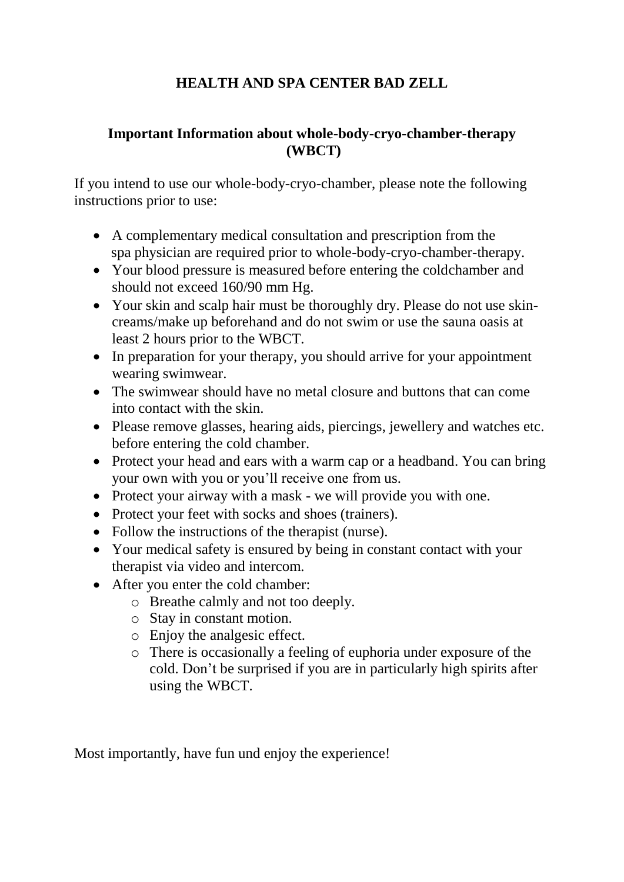# HEALTH AND SPA CENTER BAD ZELL

## Important Information about whole-body-cryo-chamber-therapy (WBCT)

If you intend to use our whole-body-cryo-chamber, please note the following instructions prior to use:

- A complementary medical consultation and prescription from the spa physician are required prior to whole-body-cryo-chamber-therapy.
- Your blood pressure is measured before entering the coldchamber and should not exceed 160/90 mm Hg.
- Your skin and scalp hair must be thoroughly dry. Please do not use skin-creams/make up beforehand and do not swim or use the sauna oasis at least 2 hours prior to the WBCT.
- In preparation for your therapy, you should arrive for your appointment wearing swimwear.
- The swimwear should have no metal closure and buttons that can come into contact with the skin.
- Please remove glasses, hearing aids, piercings, jewellery and watches etc. before entering the cold chamber.
- Protect your head and ears with a warm cap or a headband. You can bring your own with you or you'll receive one from us.
- Protect your airway with a mask - we will provide you with one.
- Protect your feet with socks and shoes (trainers).
- Follow the instructions of the therapist (nurse).
- Your medical safety is ensured by being in constant contact with your therapist via video and intercom.
- After you enter the cold chamber:
  - Breathe calmly and not too deeply.
  - Stay in constant motion.
  - Enjoy the analgesic effect.
  - There is occasionally a feeling of euphoria under exposure of the cold. Don't be surprised if you are in particularly high spirits after using the WBCT.

Most importantly, have fun und enjoy the experience!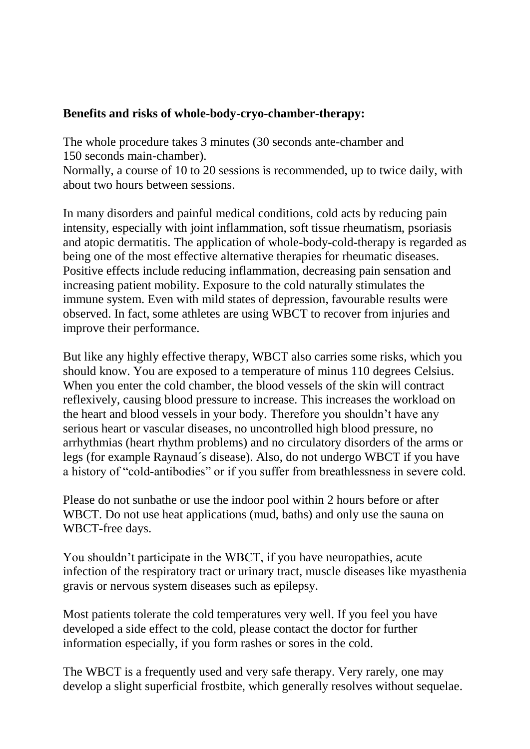**Benefits and risks of whole-body-cryo-chamber-therapy:**

The whole procedure takes 3 minutes (30 seconds ante-chamber and 150 seconds main-chamber).
Normally, a course of 10 to 20 sessions is recommended, up to twice daily, with about two hours between sessions.

In many disorders and painful medical conditions, cold acts by reducing pain intensity, especially with joint inflammation, soft tissue rheumatism, psoriasis and atopic dermatitis. The application of whole-body-cold-therapy is regarded as being one of the most effective alternative therapies for rheumatic diseases. Positive effects include reducing inflammation, decreasing pain sensation and increasing patient mobility. Exposure to the cold naturally stimulates the immune system. Even with mild states of depression, favourable results were observed. In fact, some athletes are using WBCT to recover from injuries and improve their performance.

But like any highly effective therapy, WBCT also carries some risks, which you should know. You are exposed to a temperature of minus 110 degrees Celsius. When you enter the cold chamber, the blood vessels of the skin will contract reflexively, causing blood pressure to increase. This increases the workload on the heart and blood vessels in your body. Therefore you shouldn't have any serious heart or vascular diseases, no uncontrolled high blood pressure, no arrhythmias (heart rhythm problems) and no circulatory disorders of the arms or legs (for example Raynaud´s disease). Also, do not undergo WBCT if you have a history of "cold-antibodies" or if you suffer from breathlessness in severe cold.

Please do not sunbathe or use the indoor pool within 2 hours before or after WBCT. Do not use heat applications (mud, baths) and only use the sauna on WBCT-free days.

You shouldn't participate in the WBCT, if you have neuropathies, acute infection of the respiratory tract or urinary tract, muscle diseases like myasthenia gravis or nervous system diseases such as epilepsy.

Most patients tolerate the cold temperatures very well. If you feel you have developed a side effect to the cold, please contact the doctor for further information especially, if you form rashes or sores in the cold.

The WBCT is a frequently used and very safe therapy. Very rarely, one may develop a slight superficial frostbite, which generally resolves without sequelae.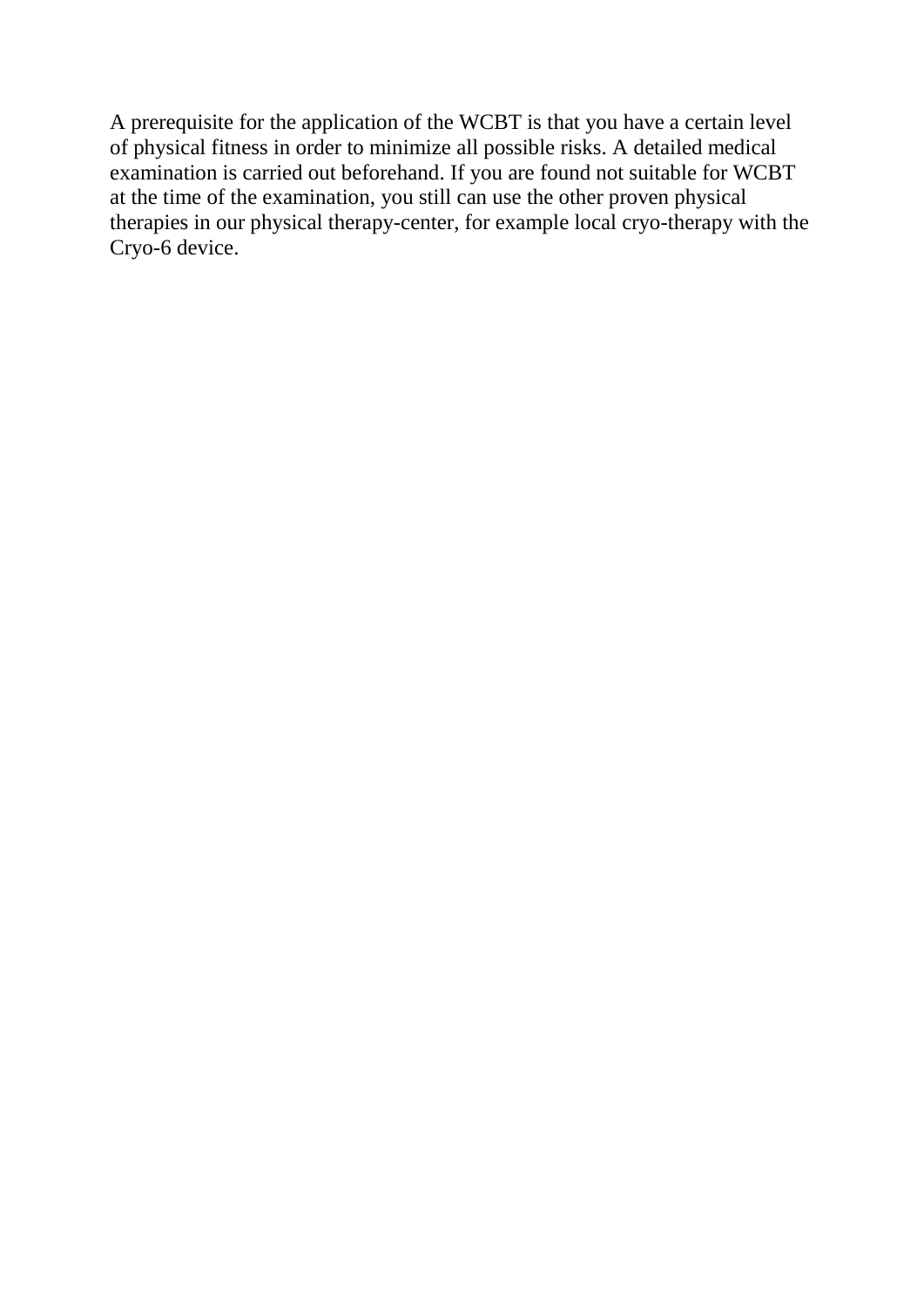A prerequisite for the application of the WCBT is that you have a certain level of physical fitness in order to minimize all possible risks. A detailed medical examination is carried out beforehand. If you are found not suitable for WCBT at the time of the examination, you still can use the other proven physical therapies in our physical therapy-center, for example local cryo-therapy with the Cryo-6 device.